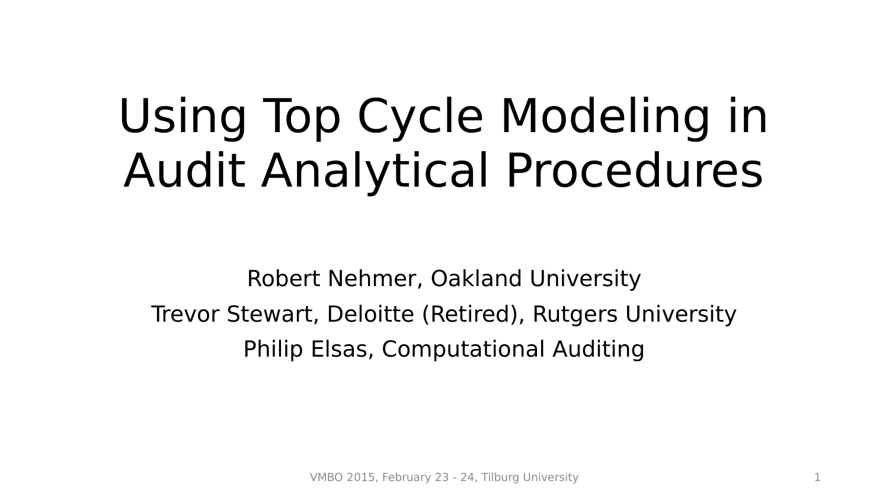# Using Top Cycle Modeling in Audit Analytical Procedures

Robert Nehmer, Oakland University

Trevor Stewart, Deloitte (Retired), Rutgers University

Philip Elsas, Computational Auditing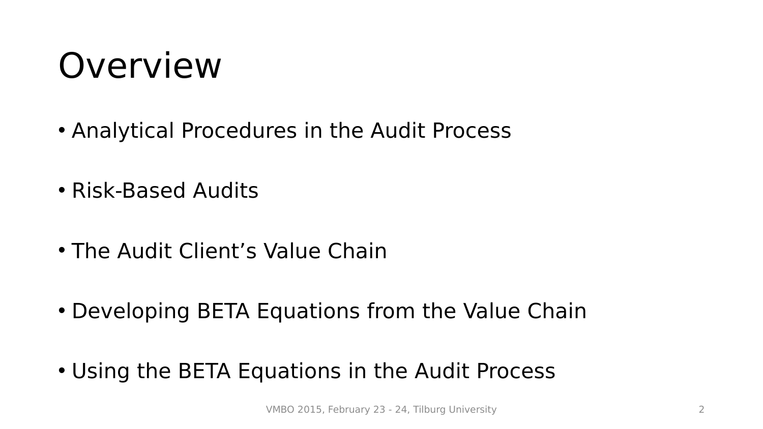# Overview

- Analytical Procedures in the Audit Process
- Risk-Based Audits
- The Audit Client’s Value Chain
- Developing BETA Equations from the Value Chain
- Using the BETA Equations in the Audit Process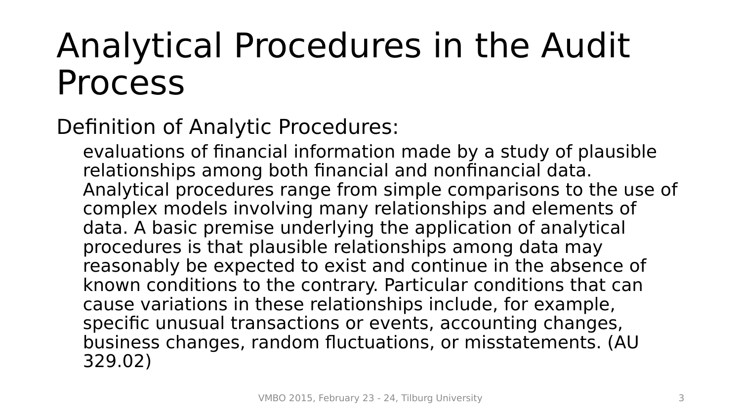# Analytical Procedures in the Audit Process

Definition of Analytic Procedures:

> evaluations of financial information made by a study of plausible relationships among both financial and nonfinancial data. Analytical procedures range from simple comparisons to the use of complex models involving many relationships and elements of data. A basic premise underlying the application of analytical procedures is that plausible relationships among data may reasonably be expected to exist and continue in the absence of known conditions to the contrary. Particular conditions that can cause variations in these relationships include, for example, specific unusual transactions or events, accounting changes, business changes, random fluctuations, or misstatements. (AU 329.02)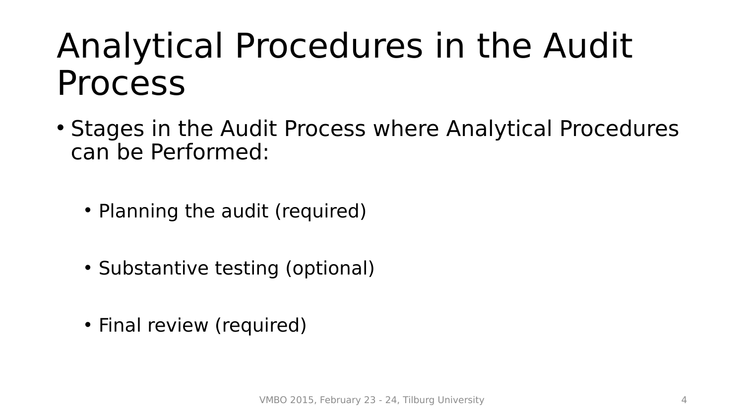# Analytical Procedures in the Audit Process

- Stages in the Audit Process where Analytical Procedures can be Performed:
  - Planning the audit (required)
  - Substantive testing (optional)
  - Final review (required)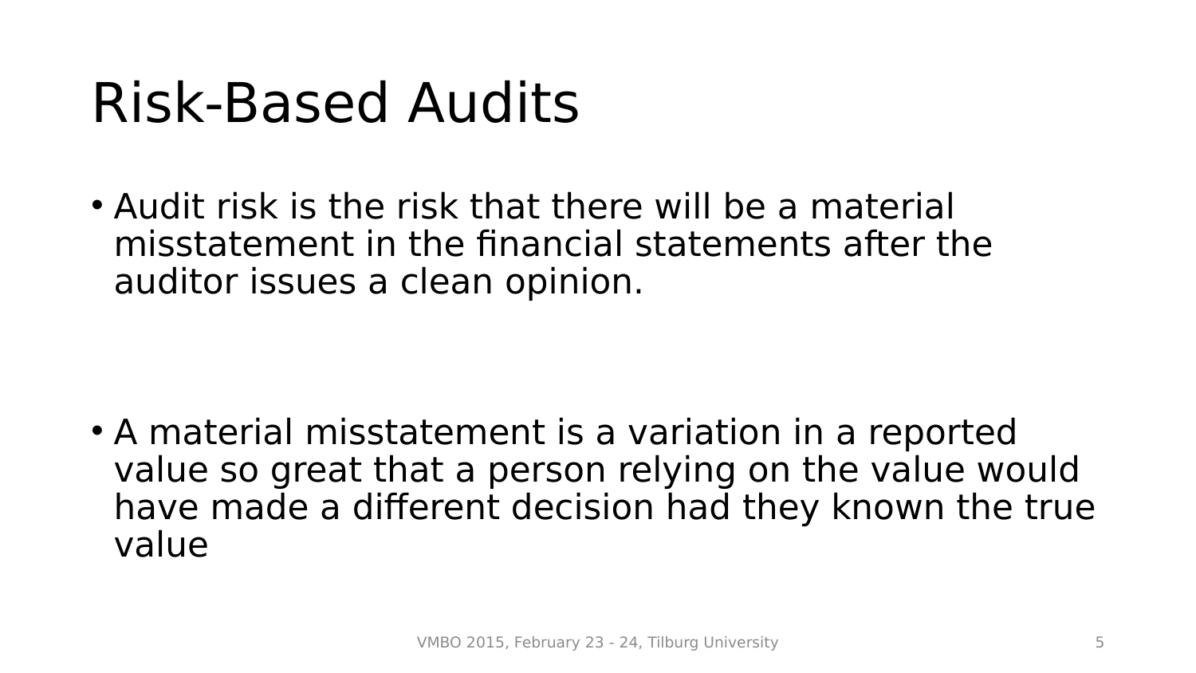# Risk-Based Audits

- Audit risk is the risk that there will be a material misstatement in the financial statements after the auditor issues a clean opinion.

- A material misstatement is a variation in a reported value so great that a person relying on the value would have made a different decision had they known the true value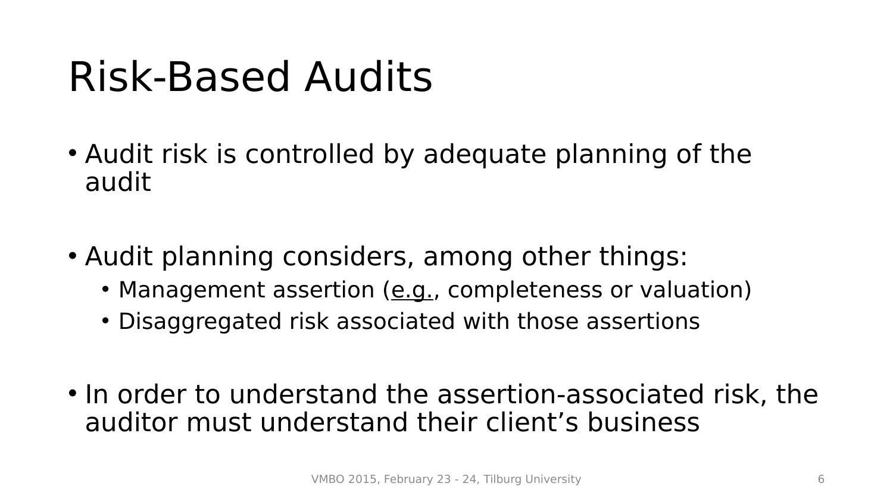# Risk-Based Audits

- Audit risk is controlled by adequate planning of the audit

- Audit planning considers, among other things:
  - Management assertion (e.g., completeness or valuation)
  - Disaggregated risk associated with those assertions

- In order to understand the assertion-associated risk, the auditor must understand their client's business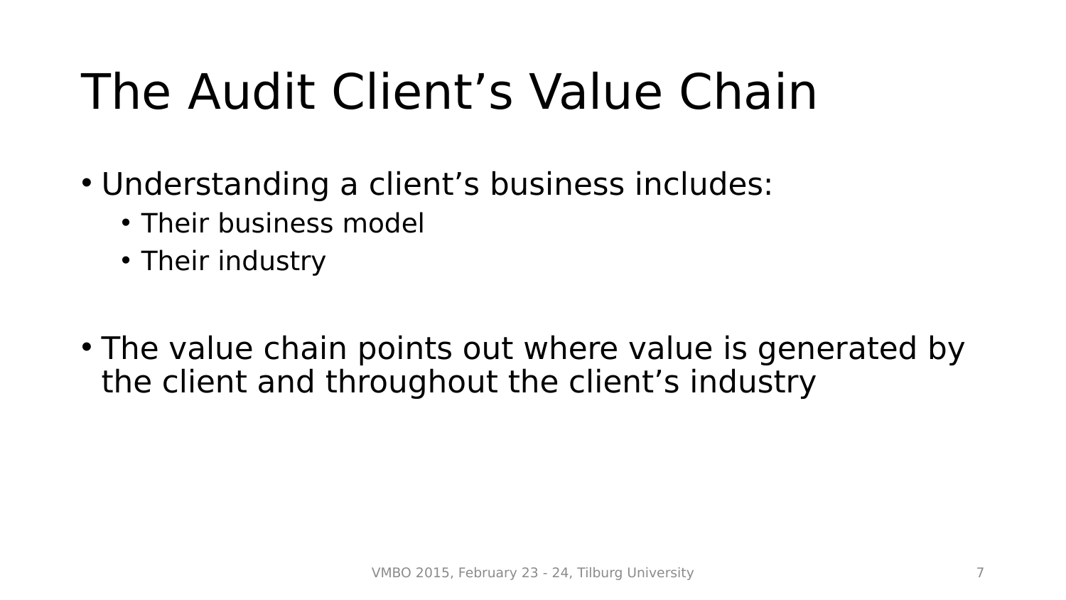# The Audit Client's Value Chain

- Understanding a client's business includes:
  - Their business model
  - Their industry

- The value chain points out where value is generated by the client and throughout the client's industry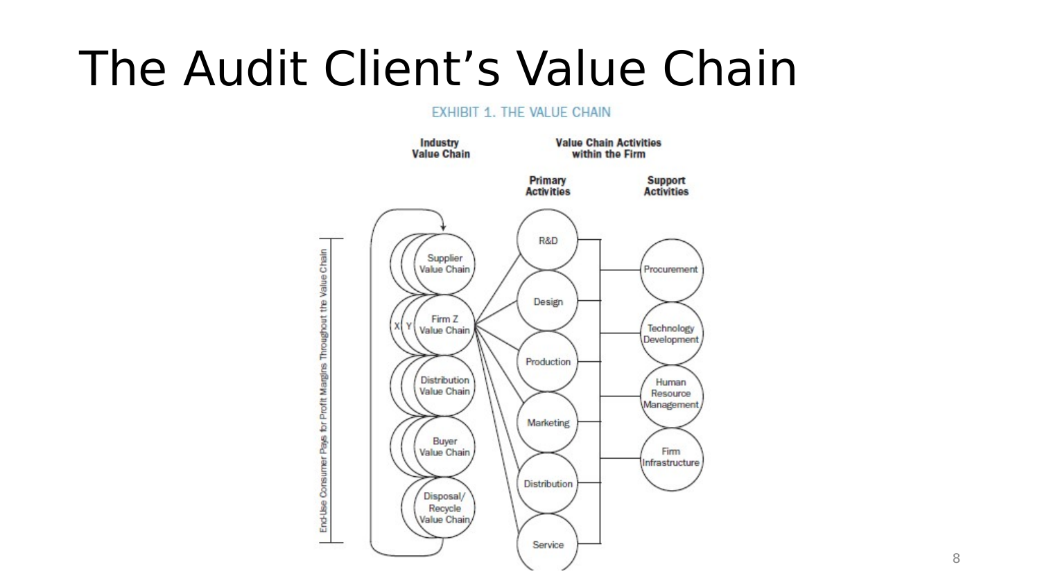# The Audit Client's Value Chain

EXHIBIT 1. THE VALUE CHAIN

**Industry Value Chain**

- Supplier Value Chain
- Firm Z Value Chain (X, Y)
- Distribution Value Chain
- Buyer Value Chain
- Disposal/ Recycle Value Chain

End-Use Consumer Pays for Profit Margins Throughout the Value Chain

**Value Chain Activities within the Firm**

**Primary Activities**

- R&D
- Design
- Production
- Marketing
- Distribution
- Service

**Support Activities**

- Procurement
- Technology Development
- Human Resource Management
- Firm Infrastructure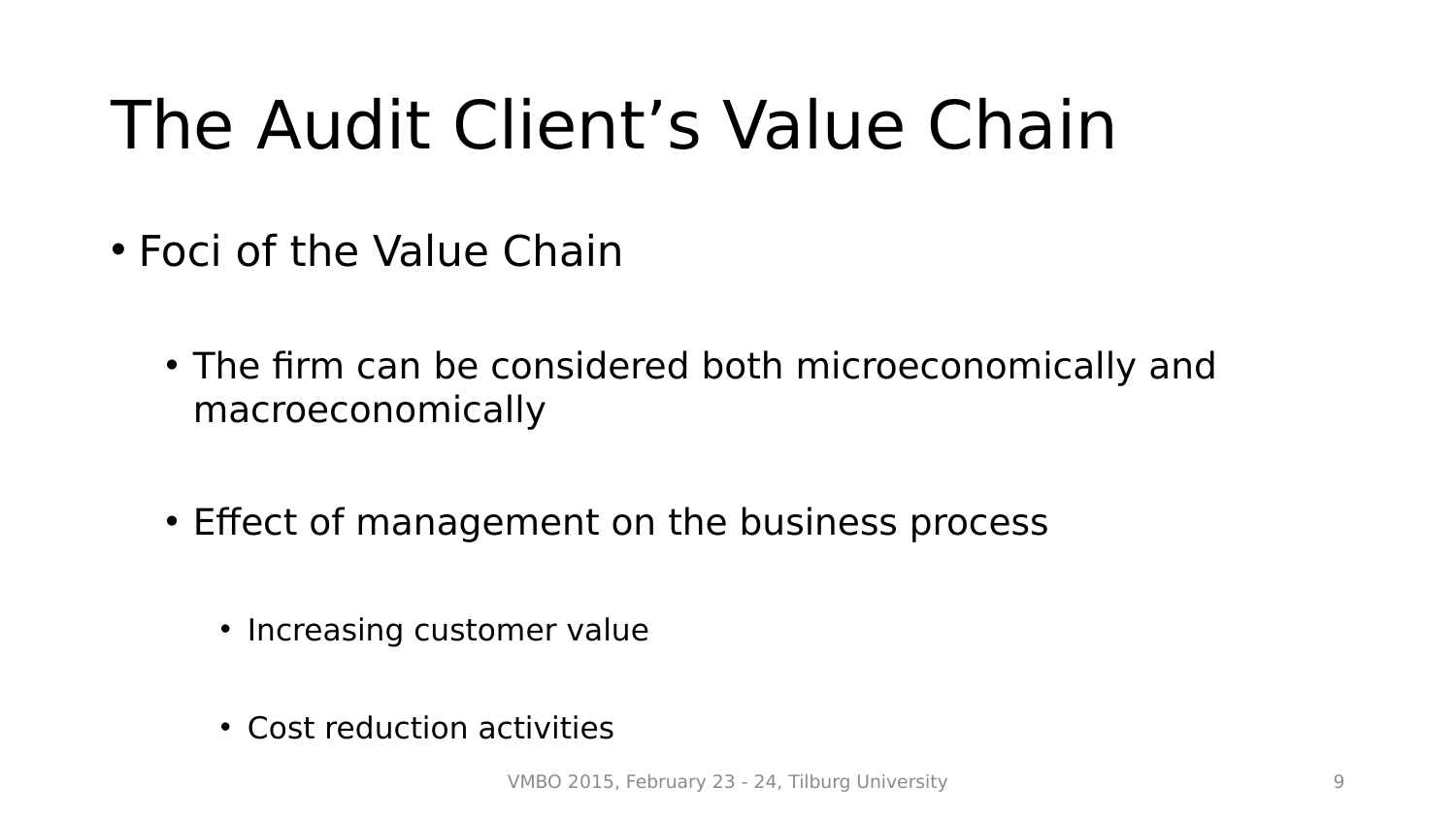# The Audit Client's Value Chain

- Foci of the Value Chain
  - The firm can be considered both microeconomically and macroeconomically
  - Effect of management on the business process
    - Increasing customer value
    - Cost reduction activities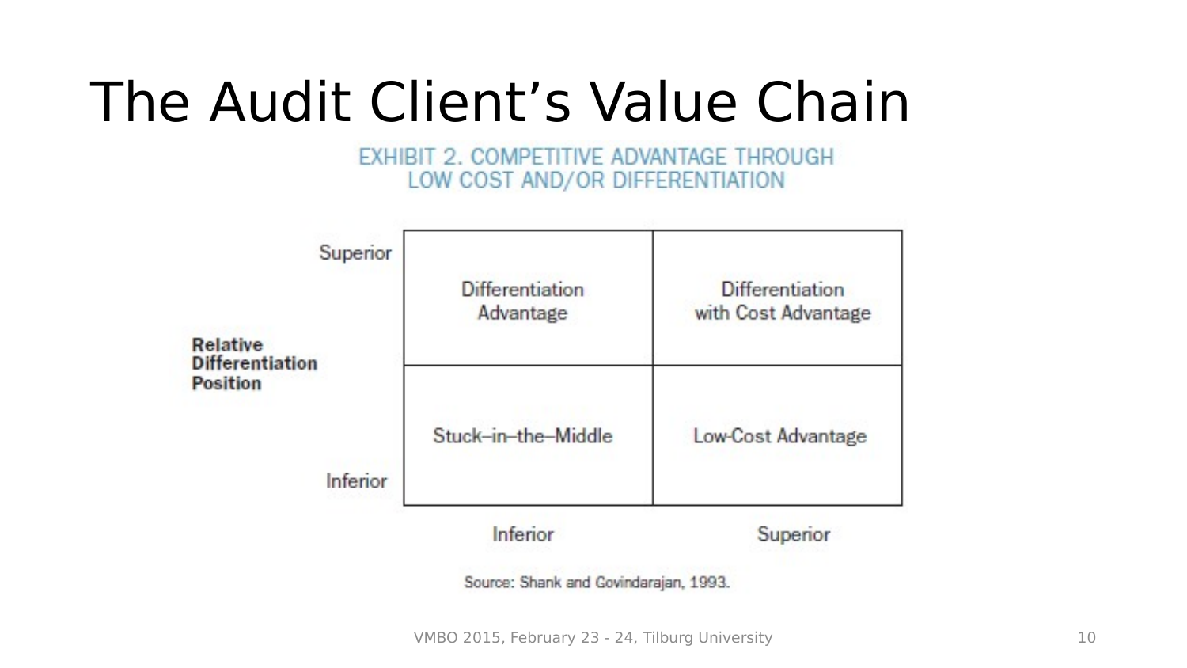# The Audit Client's Value Chain

EXHIBIT 2. COMPETITIVE ADVANTAGE THROUGH LOW COST AND/OR DIFFERENTIATION

| Relative Differentiation Position | Inferior (Relative Cost Position) | Superior (Relative Cost Position) |
|---|---|---|
| Superior | Differentiation Advantage | Differentiation with Cost Advantage |
| Inferior | Stuck–in–the–Middle | Low-Cost Advantage |

Source: Shank and Govindarajan, 1993.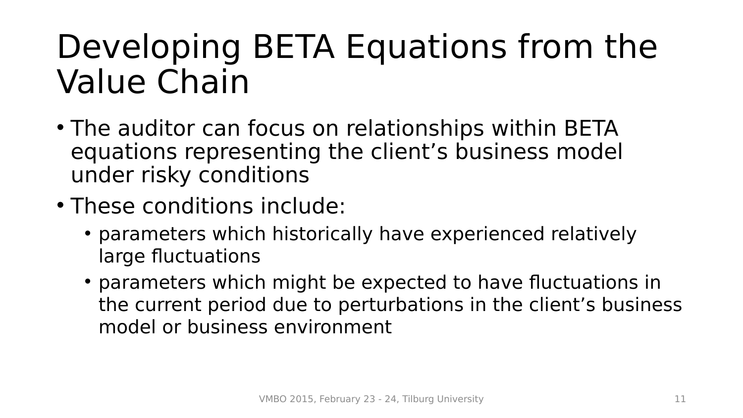# Developing BETA Equations from the Value Chain

- The auditor can focus on relationships within BETA equations representing the client's business model under risky conditions
- These conditions include:
  - parameters which historically have experienced relatively large fluctuations
  - parameters which might be expected to have fluctuations in the current period due to perturbations in the client's business model or business environment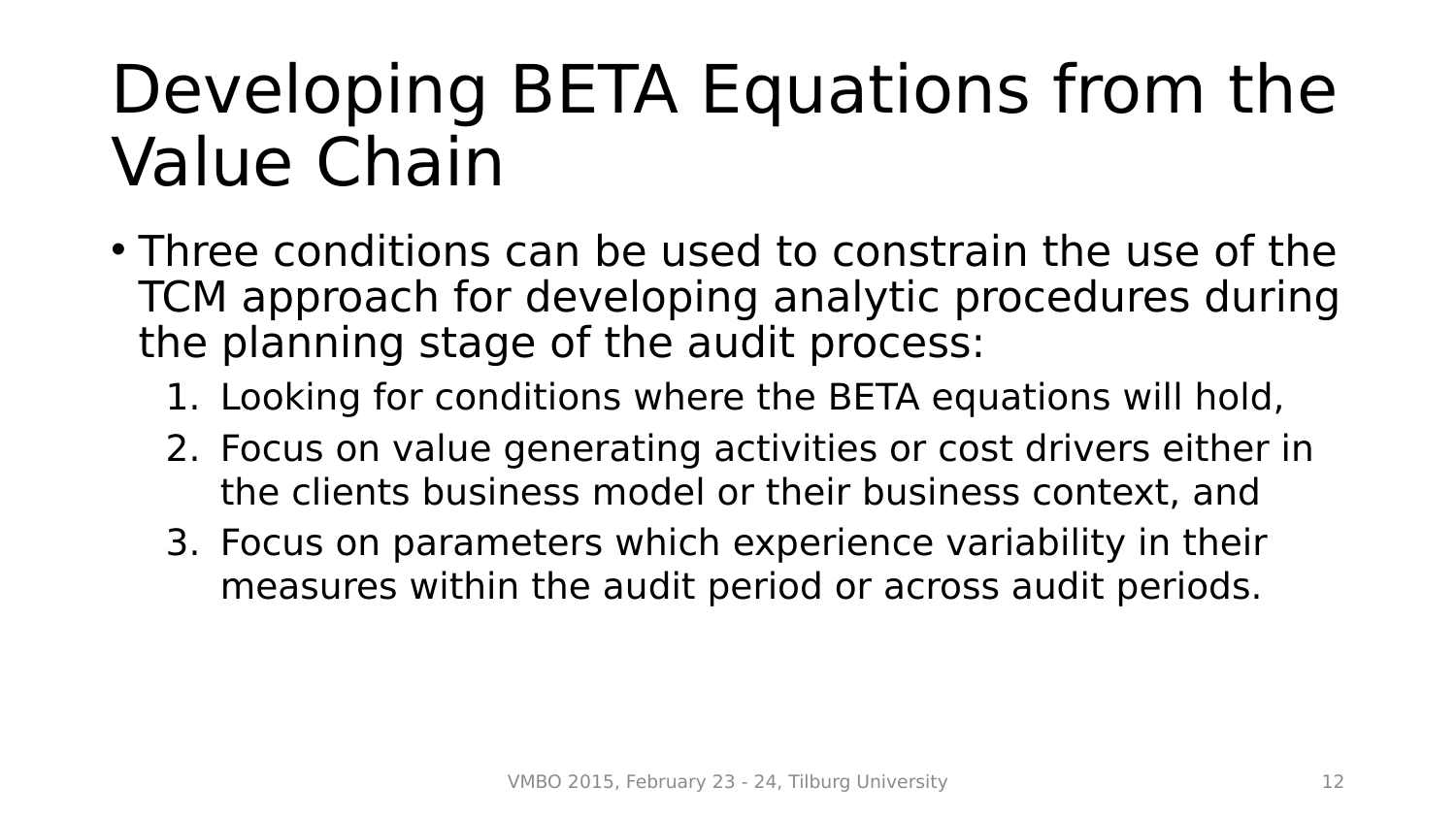# Developing BETA Equations from the Value Chain

- Three conditions can be used to constrain the use of the TCM approach for developing analytic procedures during the planning stage of the audit process:
  1. Looking for conditions where the BETA equations will hold,
  2. Focus on value generating activities or cost drivers either in the clients business model or their business context, and
  3. Focus on parameters which experience variability in their measures within the audit period or across audit periods.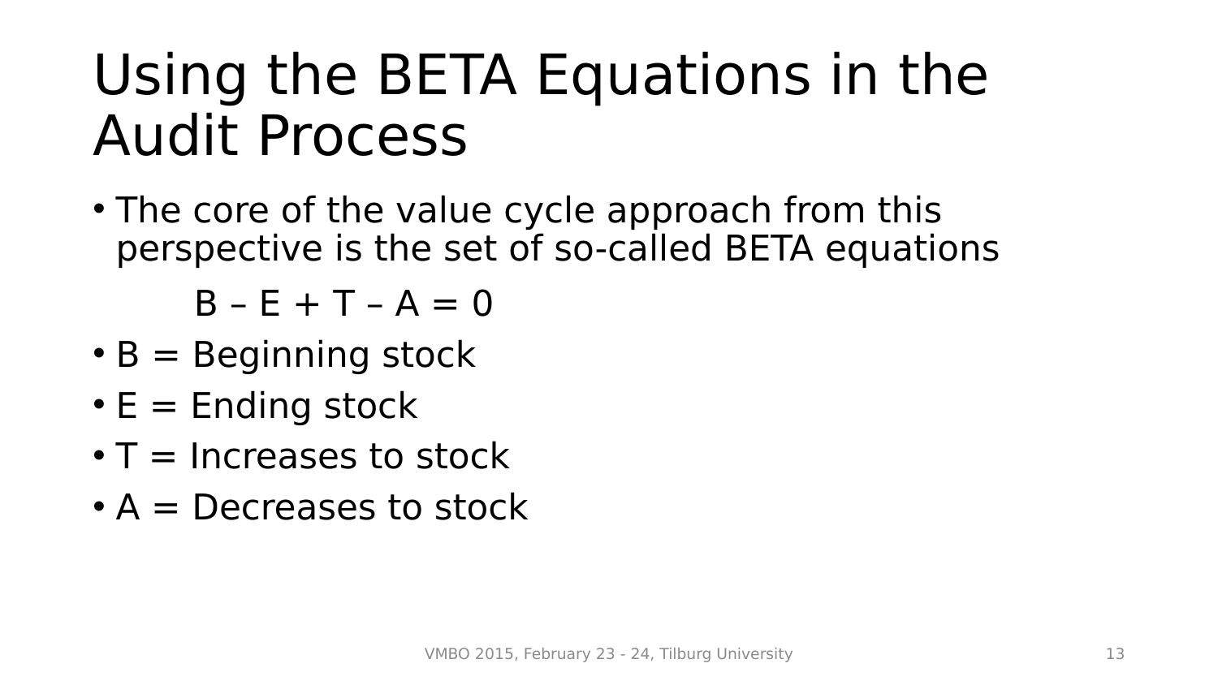# Using the BETA Equations in the Audit Process

- The core of the value cycle approach from this perspective is the set of so-called BETA equations

$$B - E + T - A = 0$$

- B = Beginning stock
- E = Ending stock
- T = Increases to stock
- A = Decreases to stock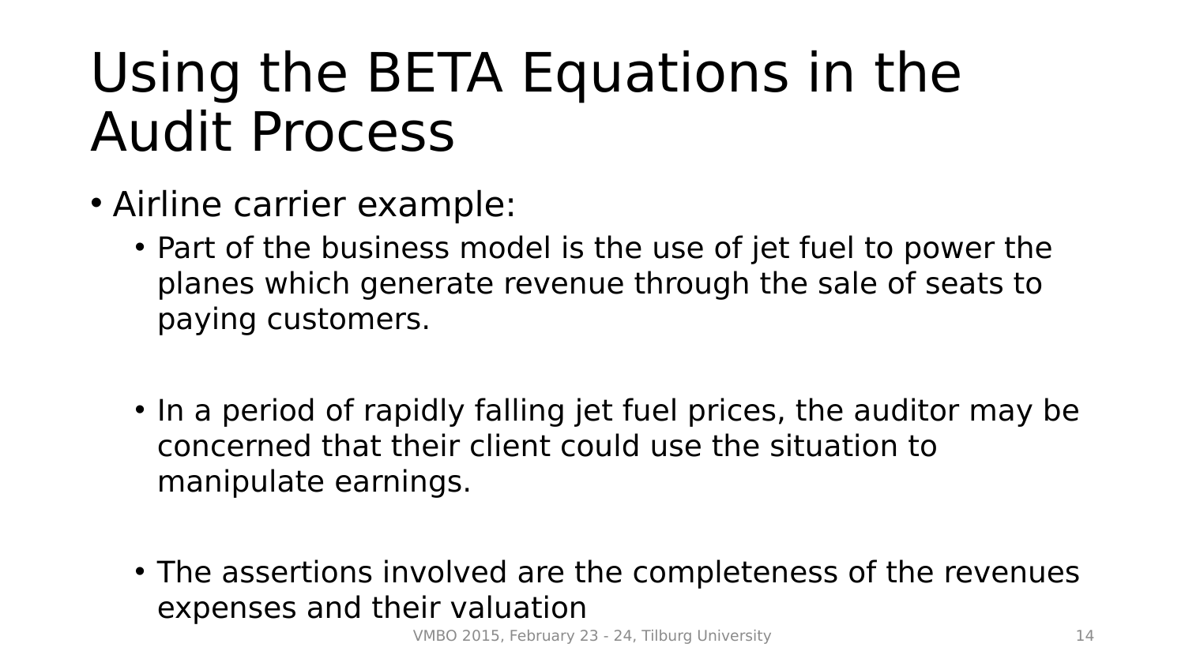# Using the BETA Equations in the Audit Process

- Airline carrier example:
  - Part of the business model is the use of jet fuel to power the planes which generate revenue through the sale of seats to paying customers.
  - In a period of rapidly falling jet fuel prices, the auditor may be concerned that their client could use the situation to manipulate earnings.
  - The assertions involved are the completeness of the revenues expenses and their valuation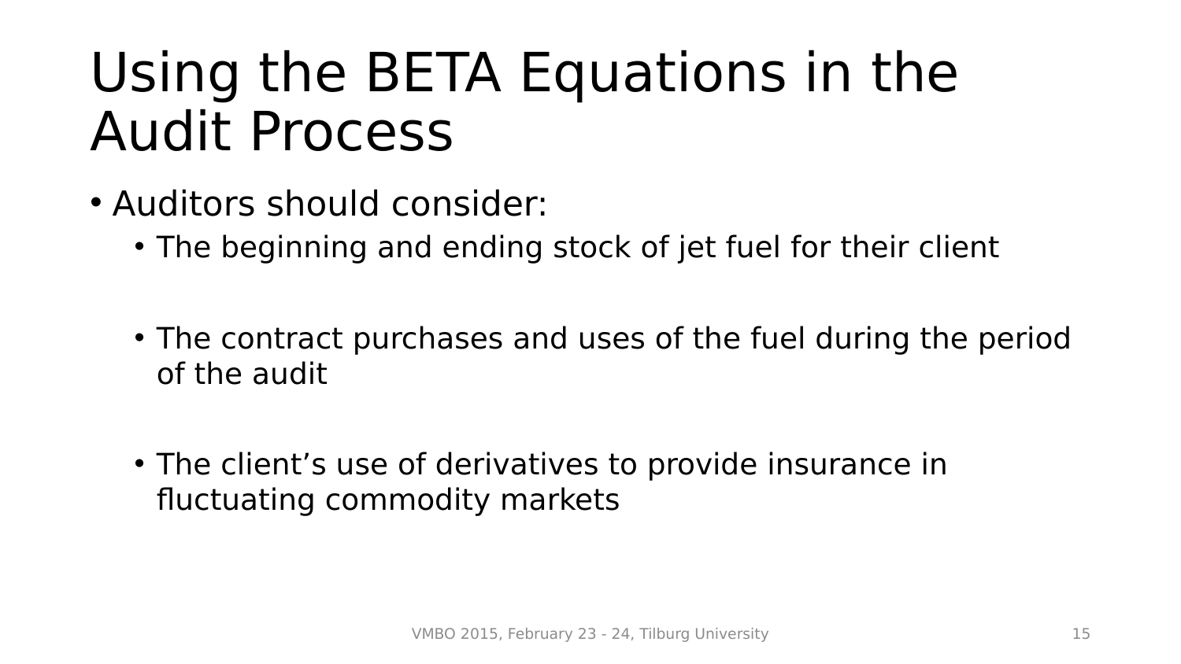# Using the BETA Equations in the Audit Process

- Auditors should consider:
  - The beginning and ending stock of jet fuel for their client
  - The contract purchases and uses of the fuel during the period of the audit
  - The client's use of derivatives to provide insurance in fluctuating commodity markets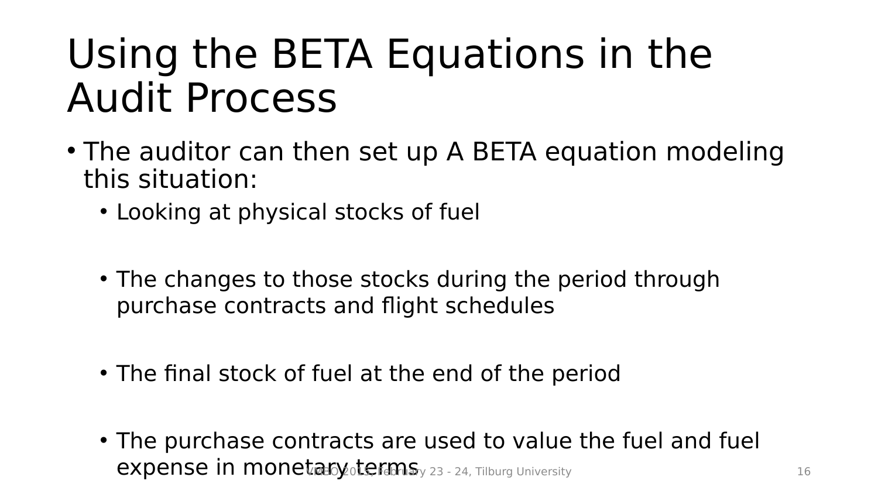# Using the BETA Equations in the Audit Process

- The auditor can then set up A BETA equation modeling this situation:
  - Looking at physical stocks of fuel
  - The changes to those stocks during the period through purchase contracts and flight schedules
  - The final stock of fuel at the end of the period
  - The purchase contracts are used to value the fuel and fuel expense in monetary terms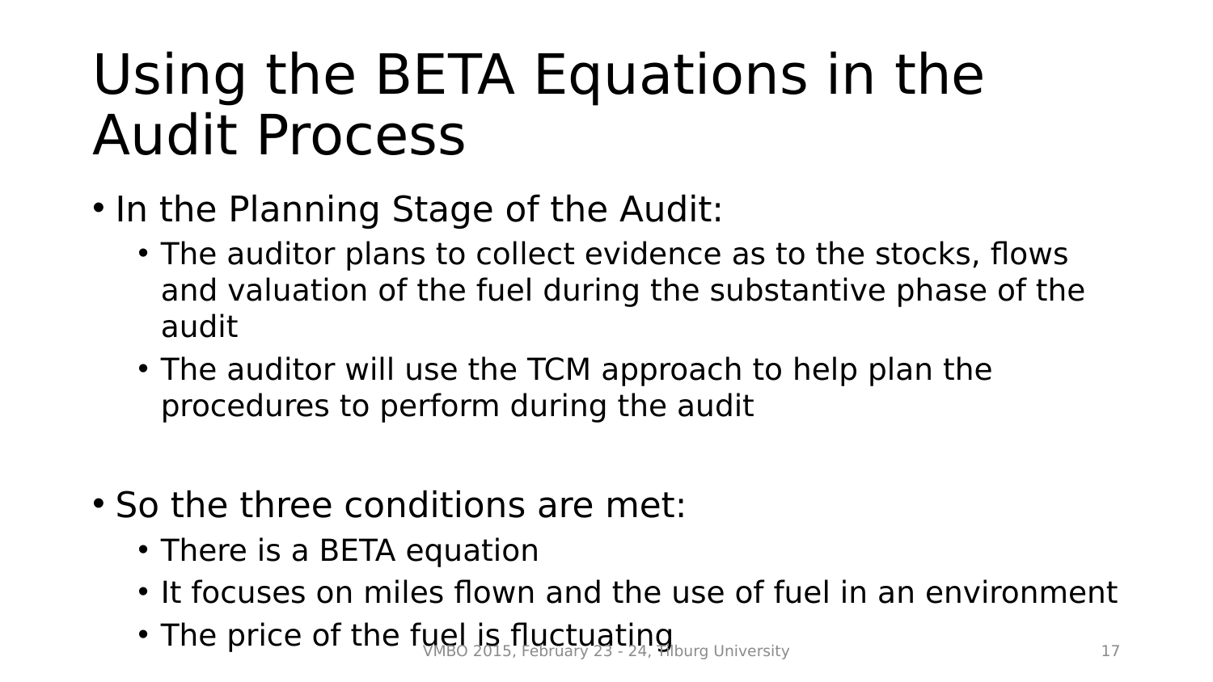# Using the BETA Equations in the Audit Process

- In the Planning Stage of the Audit:
  - The auditor plans to collect evidence as to the stocks, flows and valuation of the fuel during the substantive phase of the audit
  - The auditor will use the TCM approach to help plan the procedures to perform during the audit

- So the three conditions are met:
  - There is a BETA equation
  - It focuses on miles flown and the use of fuel in an environment
  - The price of the fuel is fluctuating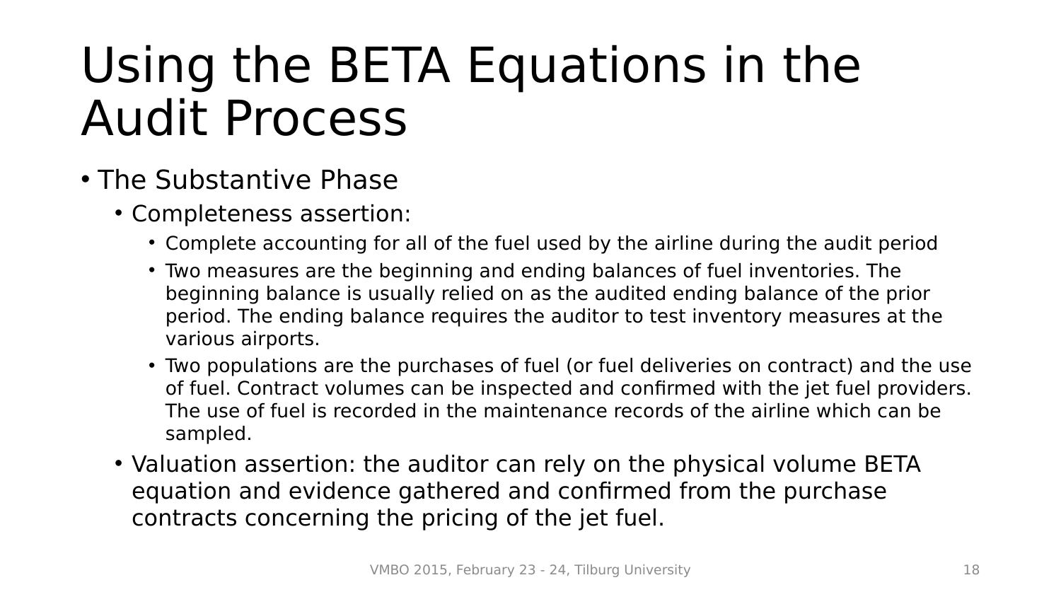# Using the BETA Equations in the Audit Process

- The Substantive Phase
  - Completeness assertion:
    - Complete accounting for all of the fuel used by the airline during the audit period
    - Two measures are the beginning and ending balances of fuel inventories. The beginning balance is usually relied on as the audited ending balance of the prior period. The ending balance requires the auditor to test inventory measures at the various airports.
    - Two populations are the purchases of fuel (or fuel deliveries on contract) and the use of fuel. Contract volumes can be inspected and confirmed with the jet fuel providers. The use of fuel is recorded in the maintenance records of the airline which can be sampled.
  - Valuation assertion: the auditor can rely on the physical volume BETA equation and evidence gathered and confirmed from the purchase contracts concerning the pricing of the jet fuel.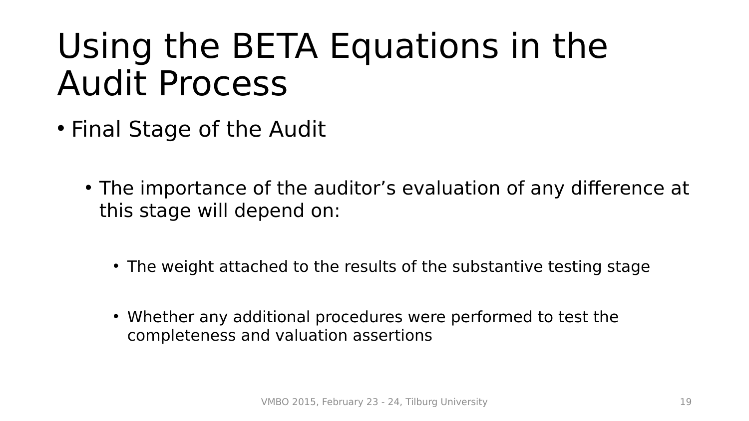# Using the BETA Equations in the Audit Process

- Final Stage of the Audit
  - The importance of the auditor’s evaluation of any difference at this stage will depend on:
    - The weight attached to the results of the substantive testing stage
    - Whether any additional procedures were performed to test the completeness and valuation assertions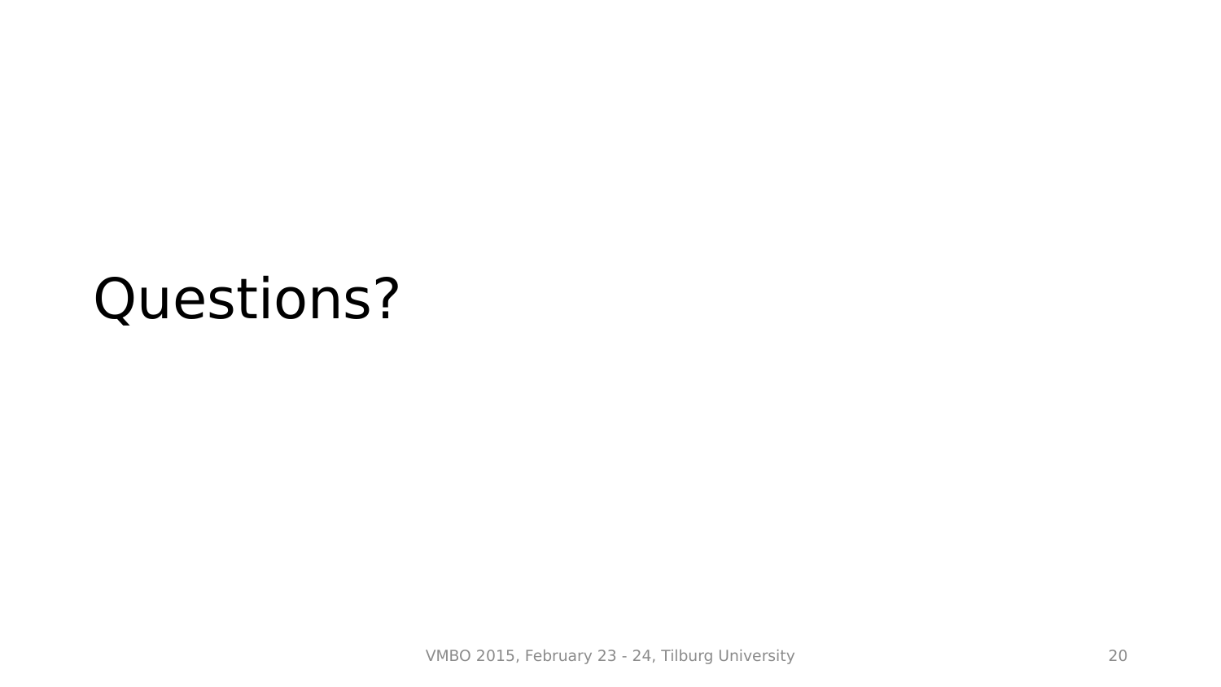# Questions?